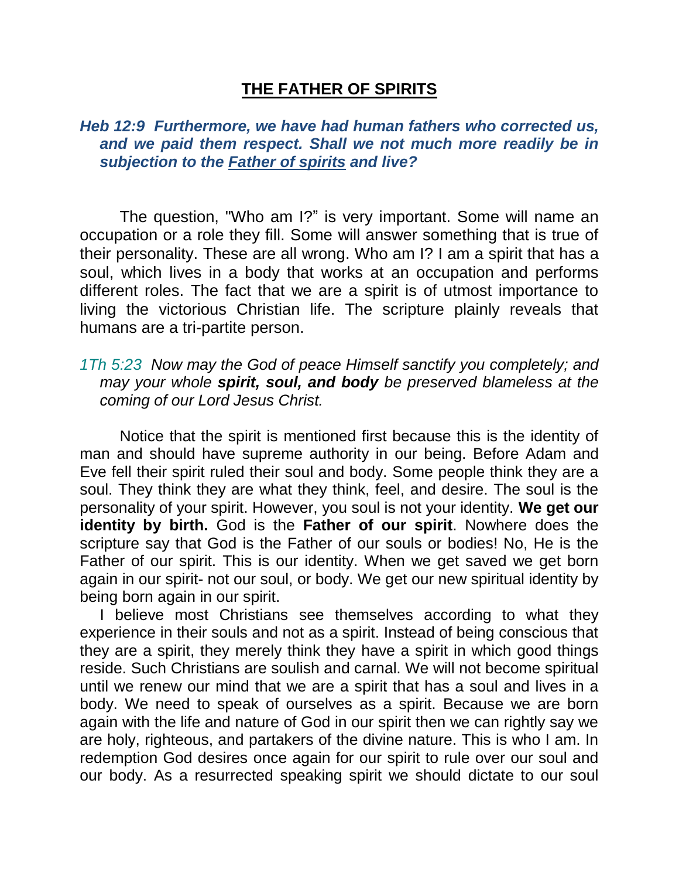# **THE FATHER OF SPIRITS**

***Heb 12:9 Furthermore, we have had human fathers who corrected us, and we paid them respect. Shall we not much more readily be in subjection to the <u>Father of spirits</u> and live?***

The question, "Who am I?" is very important. Some will name an occupation or a role they fill. Some will answer something that is true of their personality. These are all wrong. Who am I? I am a spirit that has a soul, which lives in a body that works at an occupation and performs different roles. The fact that we are a spirit is of utmost importance to living the victorious Christian life. The scripture plainly reveals that humans are a tri-partite person.

*1Th 5:23 Now may the God of peace Himself sanctify you completely; and may your whole **spirit, soul, and body** be preserved blameless at the coming of our Lord Jesus Christ.*

Notice that the spirit is mentioned first because this is the identity of man and should have supreme authority in our being. Before Adam and Eve fell their spirit ruled their soul and body. Some people think they are a soul. They think they are what they think, feel, and desire. The soul is the personality of your spirit. However, you soul is not your identity. **We get our identity by birth.** God is the **Father of our spirit**. Nowhere does the scripture say that God is the Father of our souls or bodies! No, He is the Father of our spirit. This is our identity. When we get saved we get born again in our spirit- not our soul, or body. We get our new spiritual identity by being born again in our spirit.

I believe most Christians see themselves according to what they experience in their souls and not as a spirit. Instead of being conscious that they are a spirit, they merely think they have a spirit in which good things reside. Such Christians are soulish and carnal. We will not become spiritual until we renew our mind that we are a spirit that has a soul and lives in a body. We need to speak of ourselves as a spirit. Because we are born again with the life and nature of God in our spirit then we can rightly say we are holy, righteous, and partakers of the divine nature. This is who I am. In redemption God desires once again for our spirit to rule over our soul and our body. As a resurrected speaking spirit we should dictate to our soul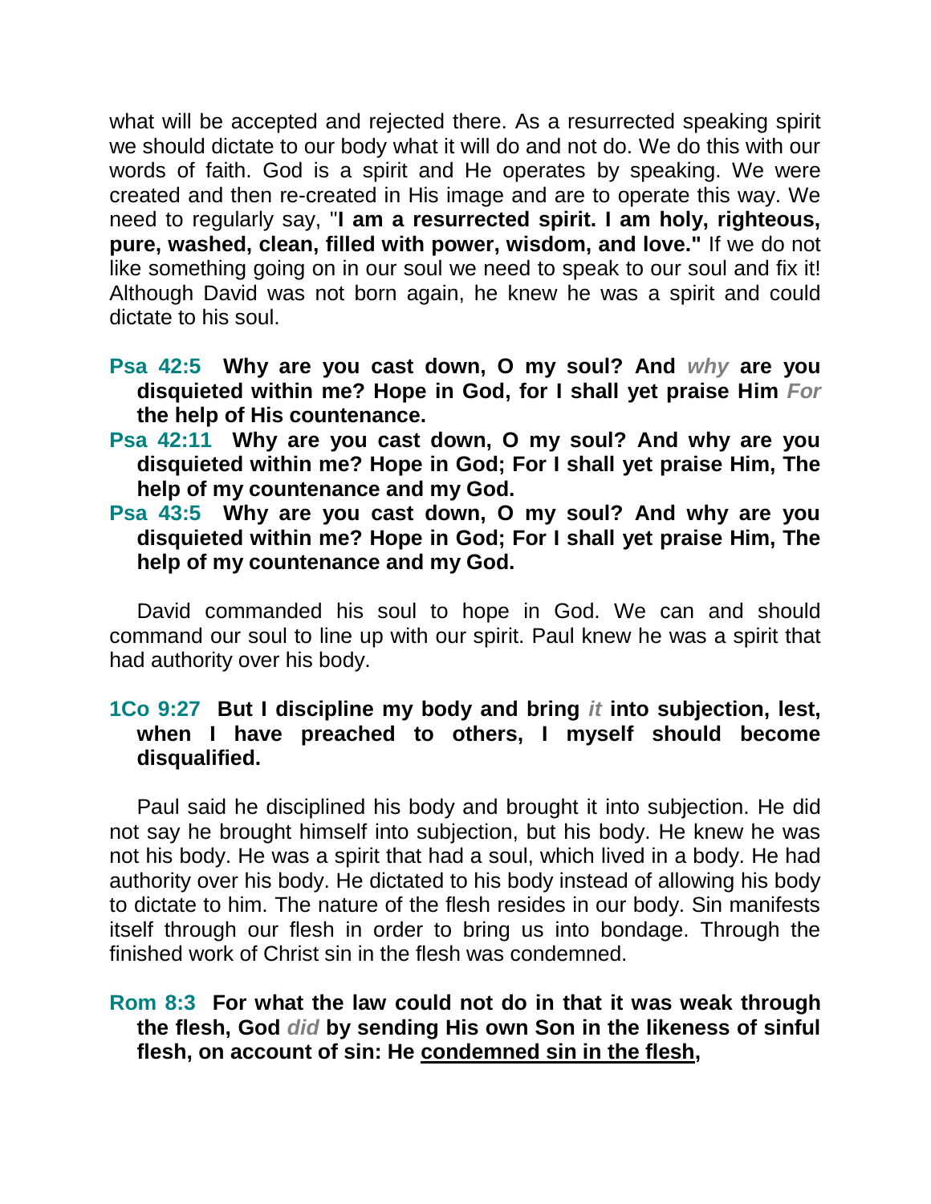what will be accepted and rejected there. As a resurrected speaking spirit we should dictate to our body what it will do and not do. We do this with our words of faith. God is a spirit and He operates by speaking. We were created and then re-created in His image and are to operate this way. We need to regularly say, "**I am a resurrected spirit. I am holy, righteous, pure, washed, clean, filled with power, wisdom, and love."** If we do not like something going on in our soul we need to speak to our soul and fix it! Although David was not born again, he knew he was a spirit and could dictate to his soul.

**Psa 42:5** **Why are you cast down, O my soul? And *why* are you disquieted within me? Hope in God, for I shall yet praise Him *For* the help of His countenance.**

**Psa 42:11** **Why are you cast down, O my soul? And why are you disquieted within me? Hope in God; For I shall yet praise Him, The help of my countenance and my God.**

**Psa 43:5** **Why are you cast down, O my soul? And why are you disquieted within me? Hope in God; For I shall yet praise Him, The help of my countenance and my God.**

David commanded his soul to hope in God. We can and should command our soul to line up with our spirit. Paul knew he was a spirit that had authority over his body.

**1Co 9:27** **But I discipline my body and bring *it* into subjection, lest, when I have preached to others, I myself should become disqualified.**

Paul said he disciplined his body and brought it into subjection. He did not say he brought himself into subjection, but his body. He knew he was not his body. He was a spirit that had a soul, which lived in a body. He had authority over his body. He dictated to his body instead of allowing his body to dictate to him. The nature of the flesh resides in our body. Sin manifests itself through our flesh in order to bring us into bondage. Through the finished work of Christ sin in the flesh was condemned.

**Rom 8:3** **For what the law could not do in that it was weak through the flesh, God *did* by sending His own Son in the likeness of sinful flesh, on account of sin: He <u>condemned sin in the flesh</u>,**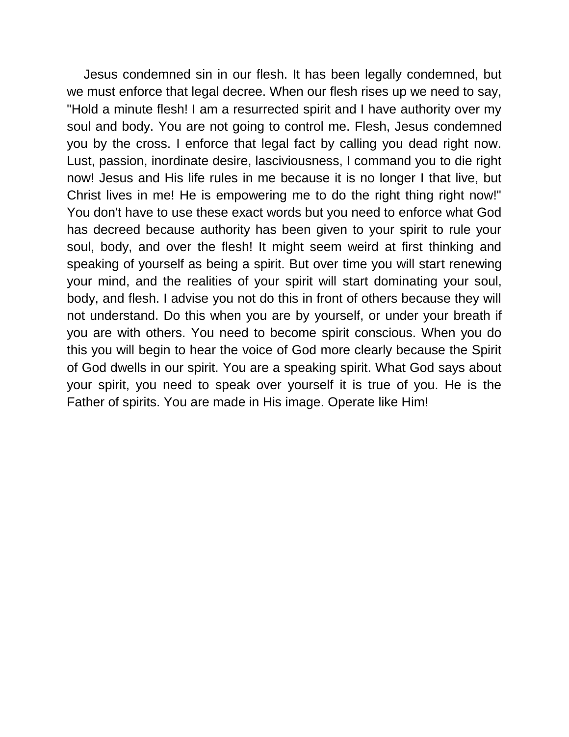Jesus condemned sin in our flesh. It has been legally condemned, but we must enforce that legal decree. When our flesh rises up we need to say, "Hold a minute flesh! I am a resurrected spirit and I have authority over my soul and body. You are not going to control me. Flesh, Jesus condemned you by the cross. I enforce that legal fact by calling you dead right now. Lust, passion, inordinate desire, lasciviousness, I command you to die right now! Jesus and His life rules in me because it is no longer I that live, but Christ lives in me! He is empowering me to do the right thing right now!" You don't have to use these exact words but you need to enforce what God has decreed because authority has been given to your spirit to rule your soul, body, and over the flesh! It might seem weird at first thinking and speaking of yourself as being a spirit. But over time you will start renewing your mind, and the realities of your spirit will start dominating your soul, body, and flesh. I advise you not do this in front of others because they will not understand. Do this when you are by yourself, or under your breath if you are with others. You need to become spirit conscious. When you do this you will begin to hear the voice of God more clearly because the Spirit of God dwells in our spirit. You are a speaking spirit. What God says about your spirit, you need to speak over yourself it is true of you. He is the Father of spirits. You are made in His image. Operate like Him!